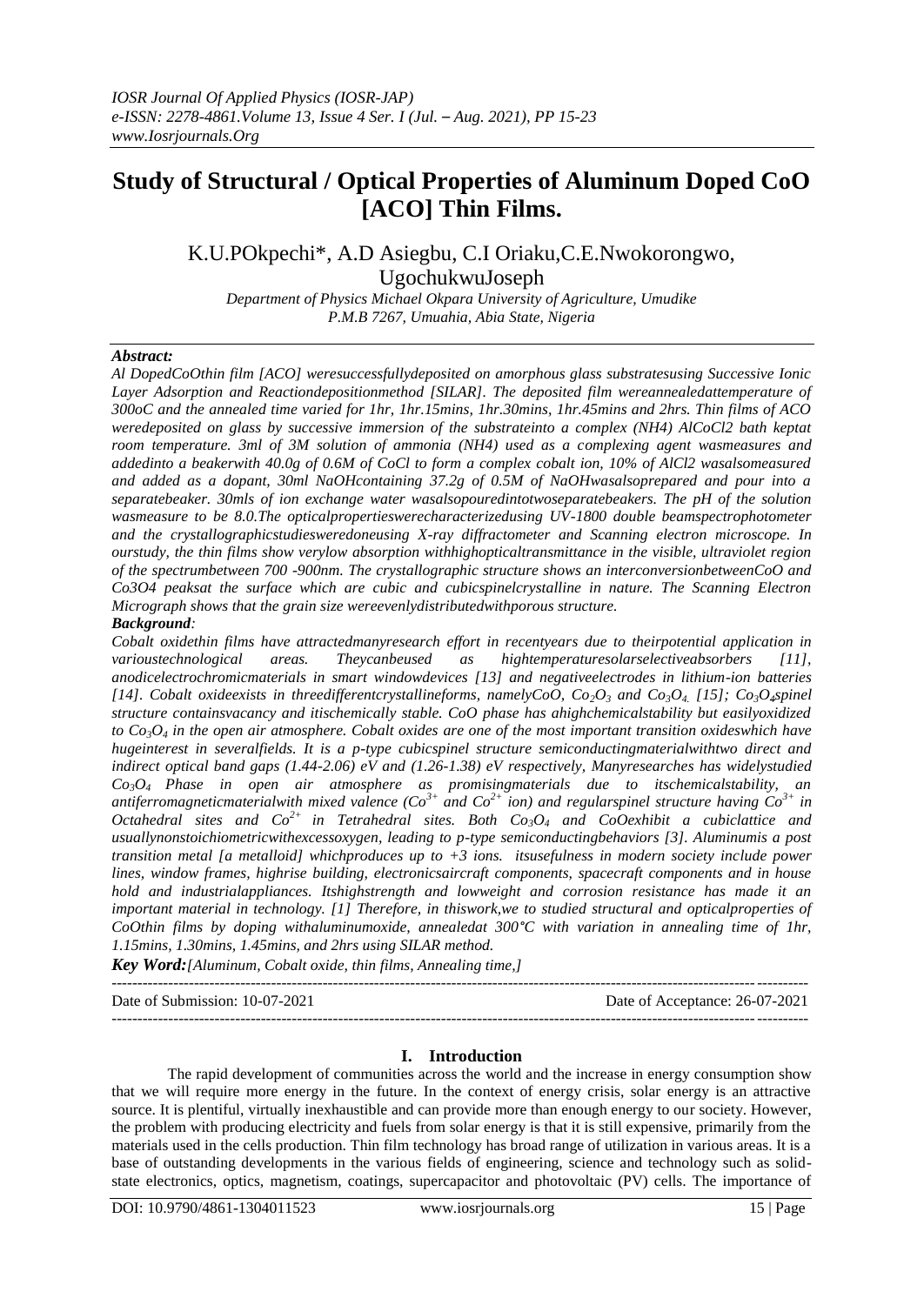*IOSR Journal Of Applied Physics (IOSR-JAP)*
*e-ISSN: 2278-4861.Volume 13, Issue 4 Ser. I (Jul. – Aug. 2021), PP 15-23*
*www.Iosrjournals.Org*

# Study of Structural / Optical Properties of Aluminum Doped CoO [ACO] Thin Films.

K.U.POkpechi*, A.D Asiegbu, C.I Oriaku,C.E.Nwokorongwo, UgochukwuJoseph

*Department of Physics Michael Okpara University of Agriculture, Umudike P.M.B 7267, Umuahia, Abia State, Nigeria*

***Abstract:***

*Al DopedCoOthin film [ACO] weresuccessfullydeposited on amorphous glass substratesusing Successive Ionic Layer Adsorption and Reactiondepositionmethod [SILAR]. The deposited film wereannealedattemperature of 300oC and the annealed time varied for 1hr, 1hr.15mins, 1hr.30mins, 1hr.45mins and 2hrs. Thin films of ACO weredeposited on glass by successive immersion of the substrateinto a complex (NH4) AlCoCl2 bath keptat room temperature. 3ml of 3M solution of ammonia (NH4) used as a complexing agent wasmeasures and addedinto a beakerwith 40.0g of 0.6M of CoCl to form a complex cobalt ion, 10% of AlCl2 wasalsomeasured and added as a dopant, 30ml NaOHcontaining 37.2g of 0.5M of NaOHwasalsoprepared and pour into a separatebeaker. 30mls of ion exchange water wasalsopouredintotwoseparatebeakers. The pH of the solution wasmeasure to be 8.0.The opticalpropertieswerecharacterizedusing UV-1800 double beamspectrophotometer and the crystallographicstudiesweredoneusing X-ray diffractometer and Scanning electron microscope. In ourstudy, the thin films show verylow absorption withhighopticaltransmittance in the visible, ultraviolet region of the spectrumbetween 700 -900nm. The crystallographic structure shows an interconversionbetweenCoO and Co3O4 peaksat the surface which are cubic and cubicspinelcrystalline in nature. The Scanning Electron Micrograph shows that the grain size wereevenlydistributedwithporous structure.*

***Background:***

*Cobalt oxidethin films have attractedmanyresearch effort in recentyears due to theirpotential application in varioustechnological areas. Theycanbeused as hightemperaturesolarselectiveabsorbers [11], anodicelectrochromicmaterials in smart windowdevices [13] and negativeelectrodes in lithium-ion batteries [14]. Cobalt oxideexists in threedifferentcrystallineforms, namelyCoO, $Co_2O_3$ and $Co_3O_4$. [15]; $Co_3O_4$spinel structure containsvacancy and itischemically stable. CoO phase has ahighchemicalstability but easilyoxidized to $Co_3O_4$ in the open air atmosphere. Cobalt oxides are one of the most important transition oxideswhich have hugeinterest in severalfields. It is a p-type cubicspinel structure semiconductingmaterialwithtwo direct and indirect optical band gaps (1.44-2.06) eV and (1.26-1.38) eV respectively, Manyresearches has widelystudied $Co_3O_4$ Phase in open air atmosphere as promisingmaterials due to itschemicalstability, an antiferromagneticmaterialwith mixed valence ($Co^{3+}$ and $Co^{2+}$ ion) and regularspinel structure having $Co^{3+}$ in Octahedral sites and $Co^{2+}$ in Tetrahedral sites. Both $Co_3O_4$ and CoOexhibit a cubiclattice and usuallynonstoichiometricwithexcessoxygen, leading to p-type semiconductingbehaviors [3]. Aluminumis a post transition metal [a metalloid] whichproduces up to +3 ions. itsusefulness in modern society include power lines, window frames, highrise building, electronicsaircraft components, spacecraft components and in house hold and industrialappliances. Itshighstrength and lowweight and corrosion resistance has made it an important material in technology. [1] Therefore, in thiswork,we to studied structural and opticalproperties of CoOthin films by doping withaluminumoxide, annealedat 300°C with variation in annealing time of 1hr, 1.15mins, 1.30mins, 1.45mins, and 2hrs using SILAR method.*

***Key Word:****[Aluminum, Cobalt oxide, thin films, Annealing time,]*

---

Date of Submission: 10-07-2021 Date of Acceptance: 26-07-2021

---

## I. Introduction

The rapid development of communities across the world and the increase in energy consumption show that we will require more energy in the future. In the context of energy crisis, solar energy is an attractive source. It is plentiful, virtually inexhaustible and can provide more than enough energy to our society. However, the problem with producing electricity and fuels from solar energy is that it is still expensive, primarily from the materials used in the cells production. Thin film technology has broad range of utilization in various areas. It is a base of outstanding developments in the various fields of engineering, science and technology such as solid-state electronics, optics, magnetism, coatings, supercapacitor and photovoltaic (PV) cells. The importance of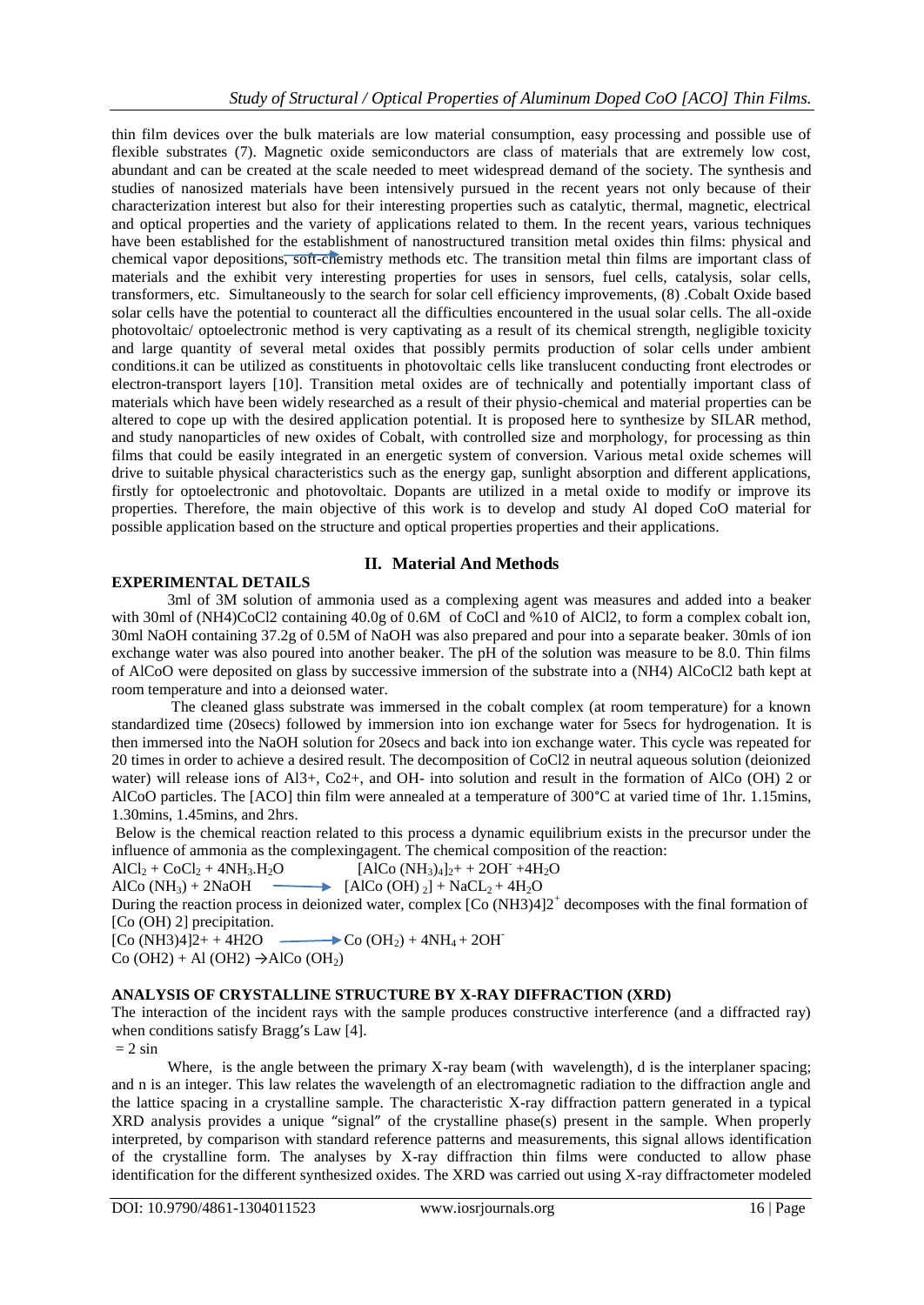thin film devices over the bulk materials are low material consumption, easy processing and possible use of flexible substrates (7). Magnetic oxide semiconductors are class of materials that are extremely low cost, abundant and can be created at the scale needed to meet widespread demand of the society. The synthesis and studies of nanosized materials have been intensively pursued in the recent years not only because of their characterization interest but also for their interesting properties such as catalytic, thermal, magnetic, electrical and optical properties and the variety of applications related to them. In the recent years, various techniques have been established for the establishment of nanostructured transition metal oxides thin films: physical and chemical vapor depositions, soft-chemistry methods etc. The transition metal thin films are important class of materials and the exhibit very interesting properties for uses in sensors, fuel cells, catalysis, solar cells, transformers, etc. Simultaneously to the search for solar cell efficiency improvements, (8) .Cobalt Oxide based solar cells have the potential to counteract all the difficulties encountered in the usual solar cells. The all-oxide photovoltaic/ optoelectronic method is very captivating as a result of its chemical strength, negligible toxicity and large quantity of several metal oxides that possibly permits production of solar cells under ambient conditions.it can be utilized as constituents in photovoltaic cells like translucent conducting front electrodes or electron-transport layers [10]. Transition metal oxides are of technically and potentially important class of materials which have been widely researched as a result of their physio-chemical and material properties can be altered to cope up with the desired application potential. It is proposed here to synthesize by SILAR method, and study nanoparticles of new oxides of Cobalt, with controlled size and morphology, for processing as thin films that could be easily integrated in an energetic system of conversion. Various metal oxide schemes will drive to suitable physical characteristics such as the energy gap, sunlight absorption and different applications, firstly for optoelectronic and photovoltaic. Dopants are utilized in a metal oxide to modify or improve its properties. Therefore, the main objective of this work is to develop and study Al doped CoO material for possible application based on the structure and optical properties properties and their applications.

## II. Material And Methods

**EXPERIMENTAL DETAILS**

3ml of 3M solution of ammonia used as a complexing agent was measures and added into a beaker with 30ml of (NH4)CoCl2 containing 40.0g of 0.6M of CoCl and %10 of AlCl2, to form a complex cobalt ion, 30ml NaOH containing 37.2g of 0.5M of NaOH was also prepared and pour into a separate beaker. 30mls of ion exchange water was also poured into another beaker. The pH of the solution was measure to be 8.0. Thin films of AlCoO were deposited on glass by successive immersion of the substrate into a (NH4) AlCoCl2 bath kept at room temperature and into a deionsed water.

The cleaned glass substrate was immersed in the cobalt complex (at room temperature) for a known standardized time (20secs) followed by immersion into ion exchange water for 5secs for hydrogenation. It is then immersed into the NaOH solution for 20secs and back into ion exchange water. This cycle was repeated for 20 times in order to achieve a desired result. The decomposition of CoCl2 in neutral aqueous solution (deionized water) will release ions of Al3+, Co2+, and OH- into solution and result in the formation of AlCo (OH) 2 or AlCoO particles. The [ACO] thin film were annealed at a temperature of 300°C at varied time of 1hr. 1.15mins, 1.30mins, 1.45mins, and 2hrs.

Below is the chemical reaction related to this process a dynamic equilibrium exists in the precursor under the influence of ammonia as the complexingagent. The chemical composition of the reaction:

$AlCl_2 + CoCl_2 + 4NH_3.H_2O \longrightarrow [AlCo\,(NH_3)_4]_2+ + 2OH^- + 4H_2O$

$AlCo\,(NH_3) + 2NaOH \longrightarrow [AlCo\,(OH)_2] + NaCL_2 + 4H_2O$

During the reaction process in deionized water, complex $[Co\,(NH3)4]2^+$ decomposes with the final formation of [Co (OH) 2] precipitation.

$[Co\,(NH3)4]2+ + 4H2O \longrightarrow Co\,(OH_2) + 4NH_4 + 2OH^-$

$Co\,(OH2) + Al\,(OH2) \rightarrow AlCo\,(OH_2)$

**ANALYSIS OF CRYSTALLINE STRUCTURE BY X-RAY DIFFRACTION (XRD)**

The interaction of the incident rays with the sample produces constructive interference (and a diffracted ray) when conditions satisfy Bragg's Law [4].

$= 2 \sin$

Where, is the angle between the primary X-ray beam (with wavelength), d is the interplaner spacing; and n is an integer. This law relates the wavelength of an electromagnetic radiation to the diffraction angle and the lattice spacing in a crystalline sample. The characteristic X-ray diffraction pattern generated in a typical XRD analysis provides a unique "signal" of the crystalline phase(s) present in the sample. When properly interpreted, by comparison with standard reference patterns and measurements, this signal allows identification of the crystalline form. The analyses by X-ray diffraction thin films were conducted to allow phase identification for the different synthesized oxides. The XRD was carried out using X-ray diffractometer modeled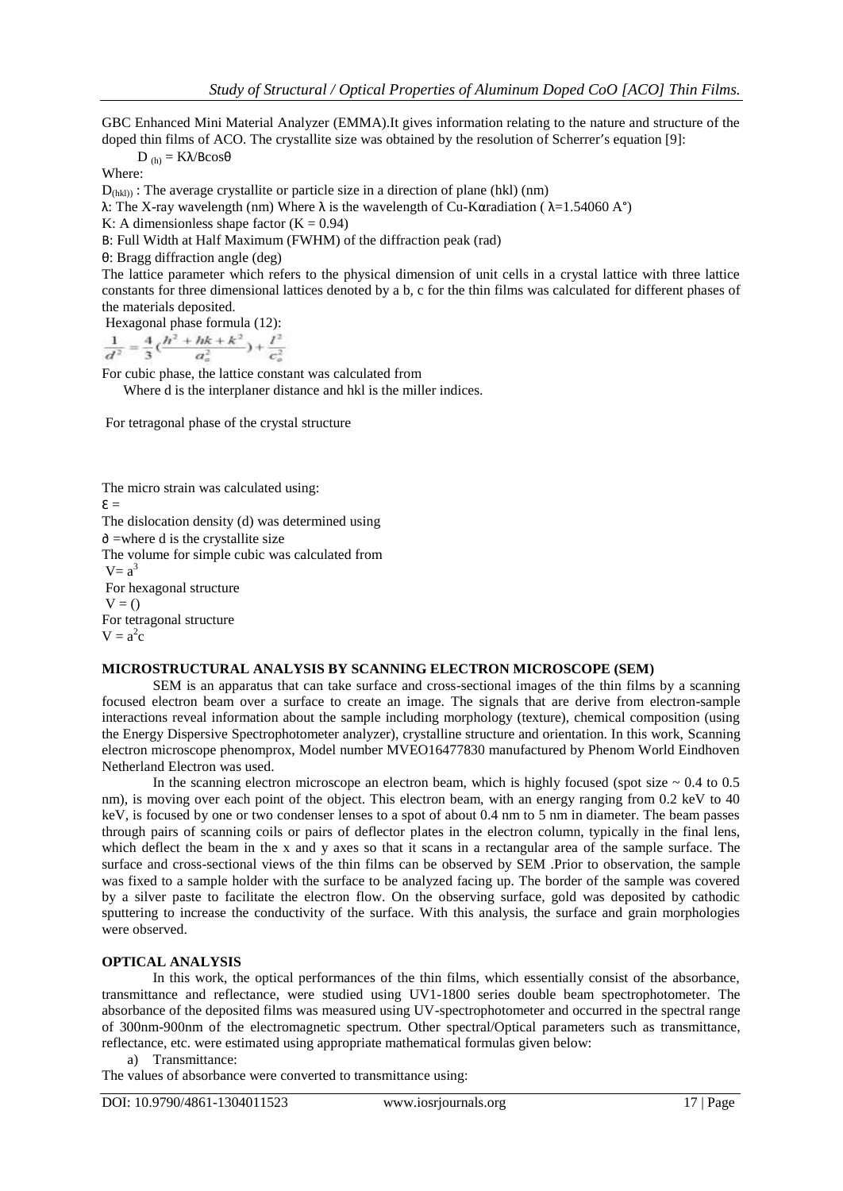GBC Enhanced Mini Material Analyzer (EMMA).It gives information relating to the nature and structure of the doped thin films of ACO. The crystallite size was obtained by the resolution of Scherrer's equation [9]:

$D_{(h)} = K\lambda/B\cos\theta$

Where:

$D_{(hkl)}$ : The average crystallite or particle size in a direction of plane (hkl) (nm)

λ: The X-ray wavelength (nm) Where λ is the wavelength of Cu-Kαradiation ( λ=1.54060 A°)

K: A dimensionless shape factor (K = 0.94)

B: Full Width at Half Maximum (FWHM) of the diffraction peak (rad)

θ: Bragg diffraction angle (deg)

The lattice parameter which refers to the physical dimension of unit cells in a crystal lattice with three lattice constants for three dimensional lattices denoted by a b, c for the thin films was calculated for different phases of the materials deposited.

Hexagonal phase formula (12):

$$\frac{1}{d^2} = \frac{4}{3}\left(\frac{h^2 + hk + k^2}{a_o^2}\right) + \frac{l^2}{c_o^2}$$

For cubic phase, the lattice constant was calculated from

Where d is the interplaner distance and hkl is the miller indices.

For tetragonal phase of the crystal structure

The micro strain was calculated using:

ε =

The dislocation density (d) was determined using

∂ =where d is the crystallite size

The volume for simple cubic was calculated from

$V = a^3$

For hexagonal structure

V = ()

For tetragonal structure

$V = a^2c$

**MICROSTRUCTURAL ANALYSIS BY SCANNING ELECTRON MICROSCOPE (SEM)**

SEM is an apparatus that can take surface and cross-sectional images of the thin films by a scanning focused electron beam over a surface to create an image. The signals that are derive from electron-sample interactions reveal information about the sample including morphology (texture), chemical composition (using the Energy Dispersive Spectrophotometer analyzer), crystalline structure and orientation. In this work, Scanning electron microscope phenomprox, Model number MVEO16477830 manufactured by Phenom World Eindhoven Netherland Electron was used.

In the scanning electron microscope an electron beam, which is highly focused (spot size ~ 0.4 to 0.5 nm), is moving over each point of the object. This electron beam, with an energy ranging from 0.2 keV to 40 keV, is focused by one or two condenser lenses to a spot of about 0.4 nm to 5 nm in diameter. The beam passes through pairs of scanning coils or pairs of deflector plates in the electron column, typically in the final lens, which deflect the beam in the x and y axes so that it scans in a rectangular area of the sample surface. The surface and cross-sectional views of the thin films can be observed by SEM .Prior to observation, the sample was fixed to a sample holder with the surface to be analyzed facing up. The border of the sample was covered by a silver paste to facilitate the electron flow. On the observing surface, gold was deposited by cathodic sputtering to increase the conductivity of the surface. With this analysis, the surface and grain morphologies were observed.

**OPTICAL ANALYSIS**

In this work, the optical performances of the thin films, which essentially consist of the absorbance, transmittance and reflectance, were studied using UV1-1800 series double beam spectrophotometer. The absorbance of the deposited films was measured using UV-spectrophotometer and occurred in the spectral range of 300nm-900nm of the electromagnetic spectrum. Other spectral/Optical parameters such as transmittance, reflectance, etc. were estimated using appropriate mathematical formulas given below:

a) Transmittance:

The values of absorbance were converted to transmittance using: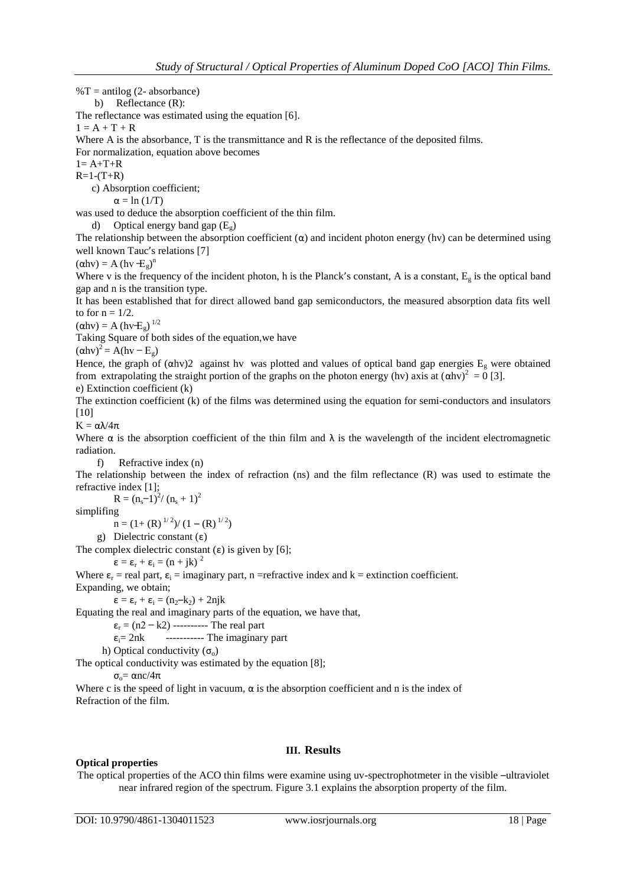%T = antilog (2- absorbance)

b) Reflectance (R):

The reflectance was estimated using the equation [6].

$1 = A + T + R$

Where A is the absorbance, T is the transmittance and R is the reflectance of the deposited films.

For normalization, equation above becomes

$1= A+T+R$

$R=1-(T+R)$

c) Absorption coefficient;

$\alpha = \ln (1/T)$

was used to deduce the absorption coefficient of the thin film.

d) Optical energy band gap ($E_g$)

The relationship between the absorption coefficient (α) and incident photon energy (hv) can be determined using well known Tauc's relations [7]

$(\alpha hv) = A (hv - E_g)^n$

Where v is the frequency of the incident photon, h is the Planck's constant, A is a constant, $E_g$ is the optical band gap and n is the transition type.

It has been established that for direct allowed band gap semiconductors, the measured absorption data fits well to for n = 1/2.

$(\alpha hv) = A (hv - E_g)^{1/2}$

Taking Square of both sides of the equation,we have

$(\alpha hv)^2 = A(hv - E_g)$

Hence, the graph of (αhv)2 against hv was plotted and values of optical band gap energies $E_g$ were obtained from extrapolating the straight portion of the graphs on the photon energy (hv) axis at $(\alpha hv)^2 = 0$ [3].

e) Extinction coefficient (k)

The extinction coefficient (k) of the films was determined using the equation for semi-conductors and insulators [10]

$K = \alpha\lambda/4\pi$

Where α is the absorption coefficient of the thin film and λ is the wavelength of the incident electromagnetic radiation.

f) Refractive index (n)

The relationship between the index of refraction (ns) and the film reflectance (R) was used to estimate the refractive index [1];

$R = (n_s - 1)^2 / (n_s + 1)^2$

simplifing

$n = (1 + (R)^{1/2}) / (1 - (R)^{1/2})$

g) Dielectric constant (ε)

The complex dielectric constant (ε) is given by [6];

$\varepsilon = \varepsilon_r + \varepsilon_i = (n + jk)^2$

Where $\varepsilon_r$ = real part, $\varepsilon_i$ = imaginary part, n =refractive index and k = extinction coefficient.

Expanding, we obtain;

$\varepsilon = \varepsilon_r + \varepsilon_i = (n_2 - k_2) + 2njk$

Equating the real and imaginary parts of the equation, we have that,

$\varepsilon_r = (n2 - k2)$ ---------- The real part

$\varepsilon_i = 2nk$ ----------- The imaginary part

h) Optical conductivity ($\sigma_o$)

The optical conductivity was estimated by the equation [8];

$\sigma_o = \alpha nc/4\pi$

Where c is the speed of light in vacuum, α is the absorption coefficient and n is the index of Refraction of the film.

## III. Results

**Optical properties**

The optical properties of the ACO thin films were examine using uv-spectrophotmeter in the visible –ultraviolet near infrared region of the spectrum. Figure 3.1 explains the absorption property of the film.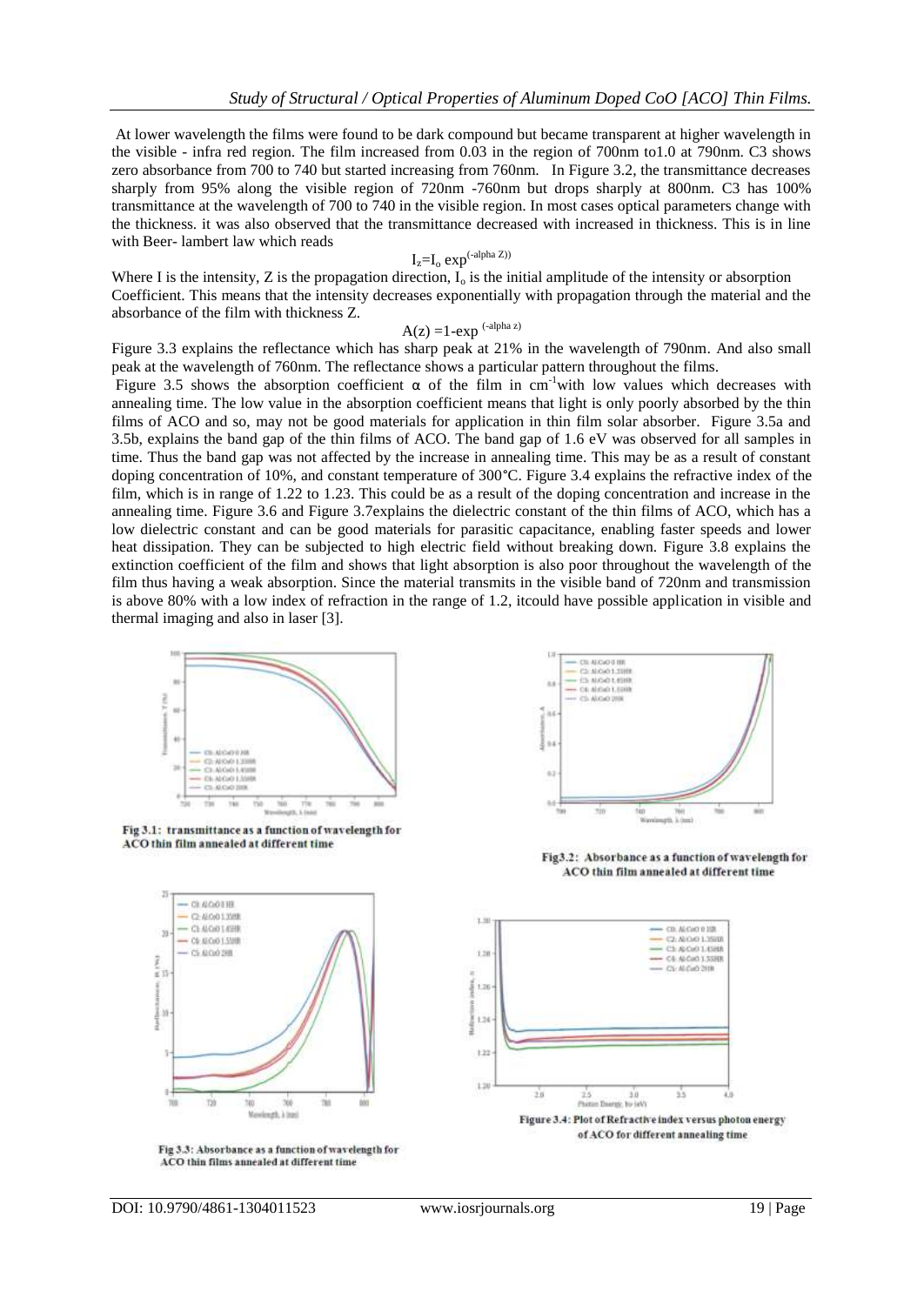At lower wavelength the films were found to be dark compound but became transparent at higher wavelength in the visible - infra red region. The film increased from 0.03 in the region of 700nm to1.0 at 790nm. C3 shows zero absorbance from 700 to 740 but started increasing from 760nm. In Figure 3.2, the transmittance decreases sharply from 95% along the visible region of 720nm -760nm but drops sharply at 800nm. C3 has 100% transmittance at the wavelength of 700 to 740 in the visible region. In most cases optical parameters change with the thickness. it was also observed that the transmittance decreased with increased in thickness. This is in line with Beer- lambert law which reads

$$I_z = I_o \exp^{(-\text{alpha } Z))}$$

Where I is the intensity, Z is the propagation direction, $I_o$ is the initial amplitude of the intensity or absorption Coefficient. This means that the intensity decreases exponentially with propagation through the material and the absorbance of the film with thickness Z.

$$A(z) = 1 - \exp^{(-\text{alpha } z)}$$

Figure 3.3 explains the reflectance which has sharp peak at 21% in the wavelength of 790nm. And also small peak at the wavelength of 760nm. The reflectance shows a particular pattern throughout the films.

Figure 3.5 shows the absorption coefficient α of the film in $cm^{-1}$with low values which decreases with annealing time. The low value in the absorption coefficient means that light is only poorly absorbed by the thin films of ACO and so, may not be good materials for application in thin film solar absorber. Figure 3.5a and 3.5b, explains the band gap of the thin films of ACO. The band gap of 1.6 eV was observed for all samples in time. Thus the band gap was not affected by the increase in annealing time. This may be as a result of constant doping concentration of 10%, and constant temperature of 300°C. Figure 3.4 explains the refractive index of the film, which is in range of 1.22 to 1.23. This could be as a result of the doping concentration and increase in the annealing time. Figure 3.6 and Figure 3.7explains the dielectric constant of the thin films of ACO, which has a low dielectric constant and can be good materials for parasitic capacitance, enabling faster speeds and lower heat dissipation. They can be subjected to high electric field without breaking down. Figure 3.8 explains the extinction coefficient of the film and shows that light absorption is also poor throughout the wavelength of the film thus having a weak absorption. Since the material transmits in the visible band of 720nm and transmission is above 80% with a low index of refraction in the range of 1.2, itcould have possible application in visible and thermal imaging and also in laser [3].

**Fig 3.1: transmittance as a function of wavelength for ACO thin film annealed at different time**

**Fig3.2: Absorbance as a function of wavelength for ACO thin film annealed at different time**

**Fig 3.3: Absorbance as a function of wavelength for ACO thin films annealed at different time**

**Figure 3.4: Plot of Refractive index versus photon energy of ACO for different annealing time**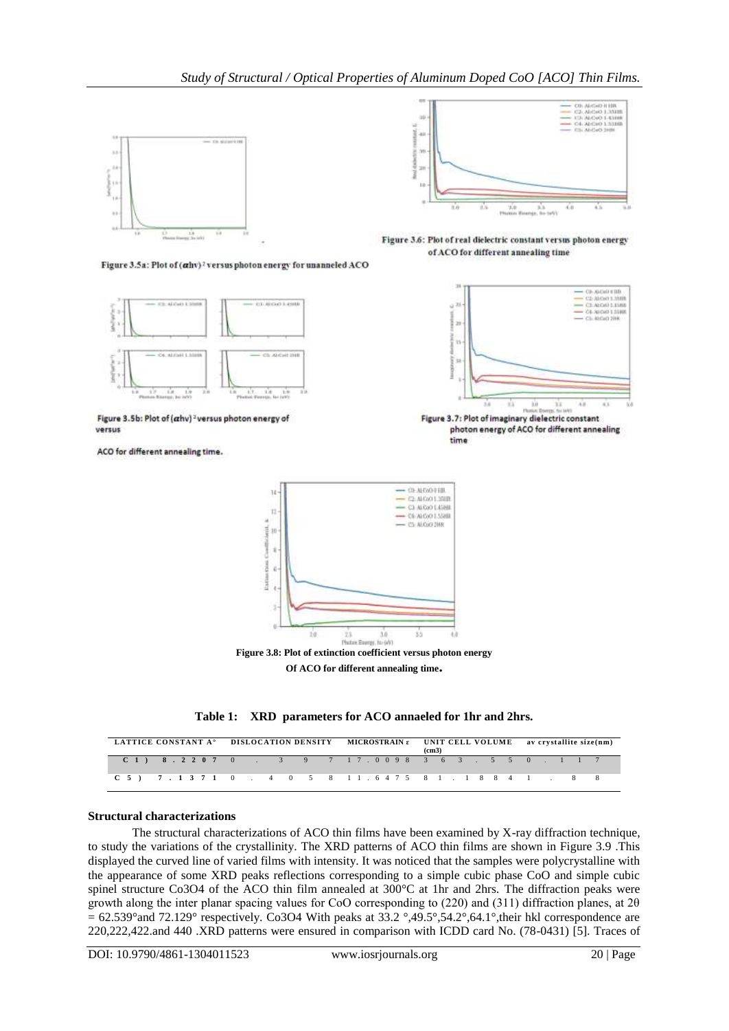Figure 3.5a: Plot of $(\alpha h\nu)^2$ versus photon energy for unanneled ACO

Figure 3.6: Plot of real dielectric constant versus photon energy of ACO for different annealing time

Figure 3.5b: Plot of $(\alpha h\nu)^2$ versus photon energy of versus

ACO for different annealing time.

Figure 3.7: Plot of imaginary dielectric constant photon energy of ACO for different annealing time

**Figure 3.8: Plot of extinction coefficient versus photon energy Of ACO for different annealing time.**

**Table 1: XRD parameters for ACO annaeled for 1hr and 2hrs.**

| | LATTICE CONSTANT A° | DISLOCATION DENSITY | MICROSTRAIN ε | UNIT CELL VOLUME (cm3) | av crystallite size(nm) |
|---|---|---|---|---|---|
| C1) | 8.2207 | 0.3971 | 7.0098 | 363.55 | 0.117 |
| C5) | 7.1371 | 0.4058 | 11.6475 | 81.1884 | 1.88 |

**Structural characterizations**

The structural characterizations of ACO thin films have been examined by X-ray diffraction technique, to study the variations of the crystallinity. The XRD patterns of ACO thin films are shown in Figure 3.9 .This displayed the curved line of varied films with intensity. It was noticed that the samples were polycrystalline with the appearance of some XRD peaks reflections corresponding to a simple cubic phase CoO and simple cubic spinel structure $Co_3O_4$ of the ACO thin film annealed at 300°C at 1hr and 2hrs. The diffraction peaks were growth along the inter planar spacing values for CoO corresponding to (220) and (311) diffraction planes, at $2\theta = 62.539°$ and 72.129° respectively. $Co_3O_4$ With peaks at 33.2 °,49.5°,54.2°,64.1°,their hkl correspondence are 220,222,422.and 440 .XRD patterns were ensured in comparison with ICDD card No. (78-0431) [5]. Traces of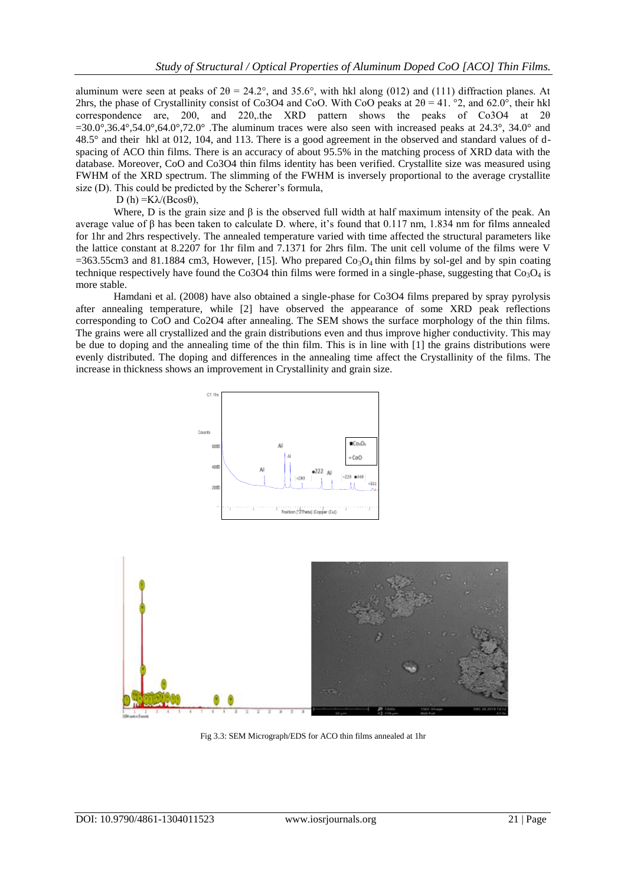aluminum were seen at peaks of $2\theta = 24.2°$, and $35.6°$, with hkl along (012) and (111) diffraction planes. At 2hrs, the phase of Crystallinity consist of $Co_3O_4$ and CoO. With CoO peaks at $2\theta = 41.°2$, and $62.0°$, their hkl correspondence are, 200, and 220,.the XRD pattern shows the peaks of $Co_3O_4$ at $2\theta = 30.0°, 36.4°, 54.0°, 64.0°, 72.0°$ .The aluminum traces were also seen with increased peaks at 24.3°, 34.0° and 48.5° and their hkl at 012, 104, and 113. There is a good agreement in the observed and standard values of d-spacing of ACO thin films. There is an accuracy of about 95.5% in the matching process of XRD data with the database. Moreover, CoO and $Co_3O_4$ thin films identity has been verified. Crystallite size was measured using FWHM of the XRD spectrum. The slimming of the FWHM is inversely proportional to the average crystallite size (D). This could be predicted by the Scherer's formula,

$$D\,(h) = K\lambda/(B\cos\theta),$$

Where, D is the grain size and $\beta$ is the observed full width at half maximum intensity of the peak. An average value of $\beta$ has been taken to calculate D. where, it's found that 0.117 nm, 1.834 nm for films annealed for 1hr and 2hrs respectively. The annealed temperature varied with time affected the structural parameters like the lattice constant at 8.2207 for 1hr film and 7.1371 for 2hrs film. The unit cell volume of the films were $V = 363.55 cm^3$ and $81.1884\ cm^3$, However, [15]. Who prepared $Co_3O_4$ thin films by sol-gel and by spin coating technique respectively have found the $Co_3O_4$ thin films were formed in a single-phase, suggesting that $Co_3O_4$ is more stable.

Hamdani et al. (2008) have also obtained a single-phase for $Co_3O_4$ films prepared by spray pyrolysis after annealing temperature, while [2] have observed the appearance of some XRD peak reflections corresponding to CoO and $Co_2O_4$ after annealing. The SEM shows the surface morphology of the thin films. The grains were all crystallized and the grain distributions even and thus improve higher conductivity. This may be due to doping and the annealing time of the thin film. This is in line with [1] the grains distributions were evenly distributed. The doping and differences in the annealing time affect the Crystallinity of the films. The increase in thickness shows an improvement in Crystallinity and grain size.

Fig 3.3: SEM Micrograph/EDS for ACO thin films annealed at 1hr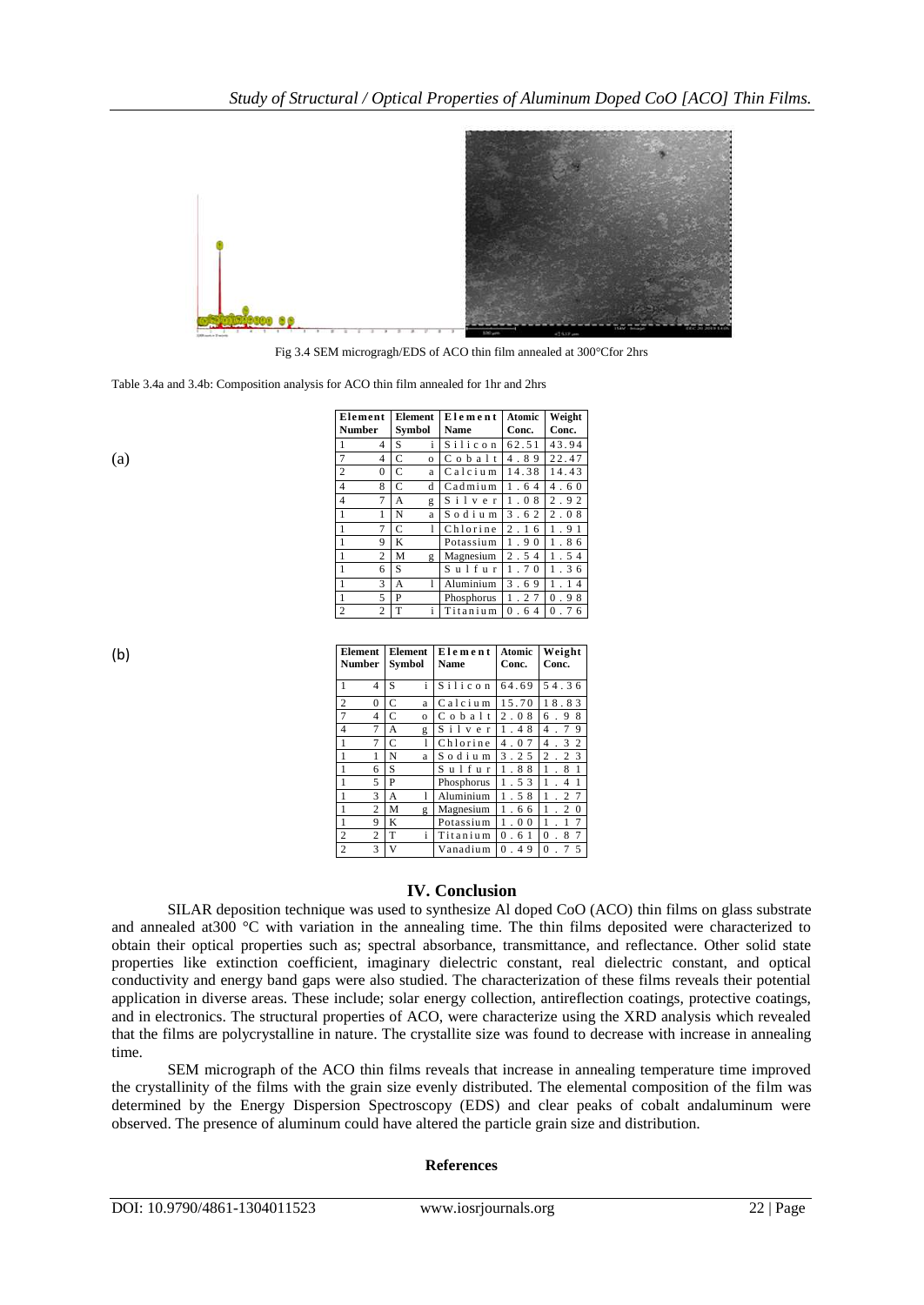Fig 3.4 SEM microgragh/EDS of ACO thin film annealed at 300°Cfor 2hrs

Table 3.4a and 3.4b: Composition analysis for ACO thin film annealed for 1hr and 2hrs

(a)

| Element Number | Element Symbol | Element Name | Atomic Conc. | Weight Conc. |
|---|---|---|---|---|
| 14 | Si | Silicon | 62.51 | 43.94 |
| 74 | Co | Cobalt | 4.89 | 22.47 |
| 20 | Ca | Calcium | 14.38 | 14.43 |
| 48 | Cd | Cadmium | 1.64 | 4.60 |
| 47 | Ag | Silver | 1.08 | 2.92 |
| 11 | Na | Sodium | 3.62 | 2.08 |
| 17 | Cl | Chlorine | 2.16 | 1.91 |
| 19 | K | Potassium | 1.90 | 1.86 |
| 12 | Mg | Magnesium | 2.54 | 1.54 |
| 16 | S | Sulfur | 1.70 | 1.36 |
| 13 | Al | Aluminium | 3.69 | 1.14 |
| 15 | P | Phosphorus | 1.27 | 0.98 |
| 22 | Ti | Titanium | 0.64 | 0.76 |

(b)

| Element Number | Element Symbol | Element Name | Atomic Conc. | Weight Conc. |
|---|---|---|---|---|
| 14 | Si | Silicon | 64.69 | 54.36 |
| 20 | Ca | Calcium | 15.70 | 18.83 |
| 74 | Co | Cobalt | 2.08 | 6.98 |
| 47 | Ag | Silver | 1.48 | 4.79 |
| 17 | Cl | Chlorine | 4.07 | 4.32 |
| 11 | Na | Sodium | 3.25 | 2.23 |
| 16 | S | Sulfur | 1.88 | 1.81 |
| 15 | P | Phosphorus | 1.53 | 1.41 |
| 13 | Al | Aluminium | 1.58 | 1.27 |
| 12 | Mg | Magnesium | 1.66 | 1.20 |
| 19 | K | Potassium | 1.00 | 1.17 |
| 22 | Ti | Titanium | 0.61 | 0.87 |
| 23 | V | Vanadium | 0.49 | 0.75 |

## IV. Conclusion

SILAR deposition technique was used to synthesize Al doped CoO (ACO) thin films on glass substrate and annealed at300 °C with variation in the annealing time. The thin films deposited were characterized to obtain their optical properties such as; spectral absorbance, transmittance, and reflectance. Other solid state properties like extinction coefficient, imaginary dielectric constant, real dielectric constant, and optical conductivity and energy band gaps were also studied. The characterization of these films reveals their potential application in diverse areas. These include; solar energy collection, antireflection coatings, protective coatings, and in electronics. The structural properties of ACO, were characterize using the XRD analysis which revealed that the films are polycrystalline in nature. The crystallite size was found to decrease with increase in annealing time.

SEM micrograph of the ACO thin films reveals that increase in annealing temperature time improved the crystallinity of the films with the grain size evenly distributed. The elemental composition of the film was determined by the Energy Dispersion Spectroscopy (EDS) and clear peaks of cobalt andaluminum were observed. The presence of aluminum could have altered the particle grain size and distribution.

## References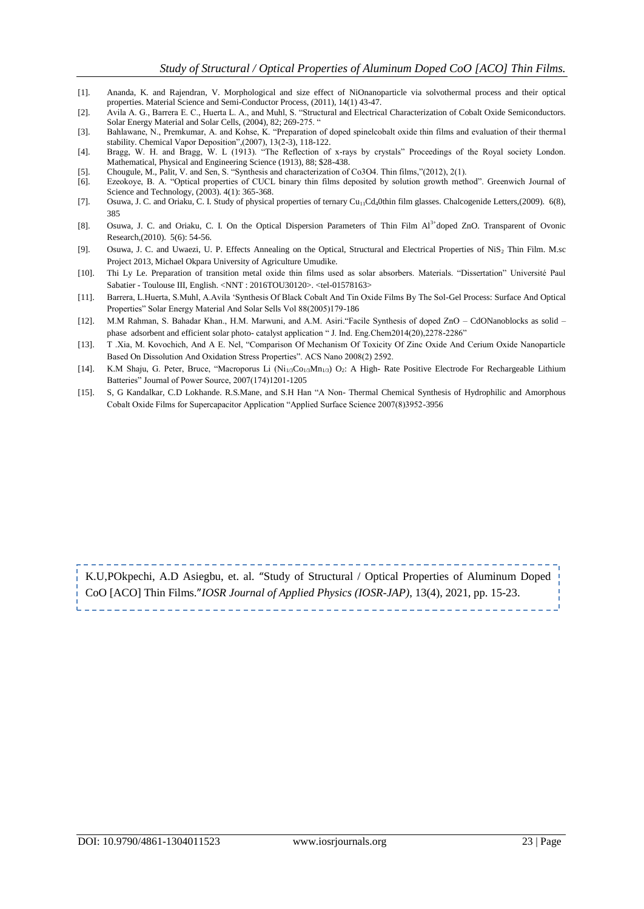[1]. Ananda, K. and Rajendran, V. Morphological and size effect of NiOnanoparticle via solvothermal process and their optical properties. Material Science and Semi-Conductor Process, (2011), 14(1) 43-47.

[2]. Avila A. G., Barrera E. C., Huerta L. A., and Muhl, S. "Structural and Electrical Characterization of Cobalt Oxide Semiconductors. Solar Energy Material and Solar Cells, (2004), 82; 269-275. "

[3]. Bahlawane, N., Premkumar, A. and Kohse, K. "Preparation of doped spinelcobalt oxide thin films and evaluation of their thermal stability. Chemical Vapor Deposition",(2007), 13(2-3), 118-122.

[4]. Bragg, W. H. and Bragg, W. L (1913). "The Reflection of x-rays by crystals" Proceedings of the Royal society London. Mathematical, Physical and Engineering Science (1913), 88; $28-438.

[5]. Chougule, M., Palit, V. and Sen, S. "Synthesis and characterization of Co3O4. Thin films,"(2012), 2(1).

[6]. Ezeokoye, B. A. "Optical properties of CUCL binary thin films deposited by solution growth method". Greenwich Journal of Science and Technology, (2003). 4(1): 365-368.

[7]. Osuwa, J. C. and Oriaku, C. I. Study of physical properties of ternary $Cu_{11}Cd_{4}$0thin film glasses. Chalcogenide Letters,(2009). 6(8), 385

[8]. Osuwa, J. C. and Oriaku, C. I. On the Optical Dispersion Parameters of Thin Film $Al^{3+}$doped ZnO. Transparent of Ovonic Research,(2010). 5(6): 54-56.

[9]. Osuwa, J. C. and Uwaezi, U. P. Effects Annealing on the Optical, Structural and Electrical Properties of $NiS_2$ Thin Film. M.sc Project 2013, Michael Okpara University of Agriculture Umudike.

[10]. Thi Ly Le. Preparation of transition metal oxide thin films used as solar absorbers. Materials. "Dissertation" Université Paul Sabatier - Toulouse III, English. <NNT : 2016TOU30120>. <tel-01578163>

[11]. Barrera, L.Huerta, S.Muhl, A.Avila 'Synthesis Of Black Cobalt And Tin Oxide Films By The Sol-Gel Process: Surface And Optical Properties" Solar Energy Material And Solar Sells Vol 88(2005)179-186

[12]. M.M Rahman, S. Bahadar Khan., H.M. Marwuni, and A.M. Asiri."Facile Synthesis of doped ZnO – CdONanoblocks as solid – phase adsorbent and efficient solar photo- catalyst application " J. Ind. Eng.Chem2014(20),2278-2286"

[13]. T .Xia, M. Kovochich, And A E. Nel, "Comparison Of Mechanism Of Toxicity Of Zinc Oxide And Cerium Oxide Nanoparticle Based On Dissolution And Oxidation Stress Properties". ACS Nano 2008(2) 2592.

[14]. K.M Shaju, G. Peter, Bruce, "Macroporus Li $(Ni_{1/3}Co_{1/3}Mn_{1/3})$ $O_2$: A High- Rate Positive Electrode For Rechargeable Lithium Batteries" Journal of Power Source, 2007(174)1201-1205

[15]. S, G Kandalkar, C.D Lokhande. R.S.Mane, and S.H Han "A Non- Thermal Chemical Synthesis of Hydrophilic and Amorphous Cobalt Oxide Films for Supercapacitor Application "Applied Surface Science 2007(8)3952-3956

K.U,POkpechi, A.D Asiegbu, et. al. "Study of Structural / Optical Properties of Aluminum Doped CoO [ACO] Thin Films."*IOSR Journal of Applied Physics (IOSR-JAP)*, 13(4), 2021, pp. 15-23.